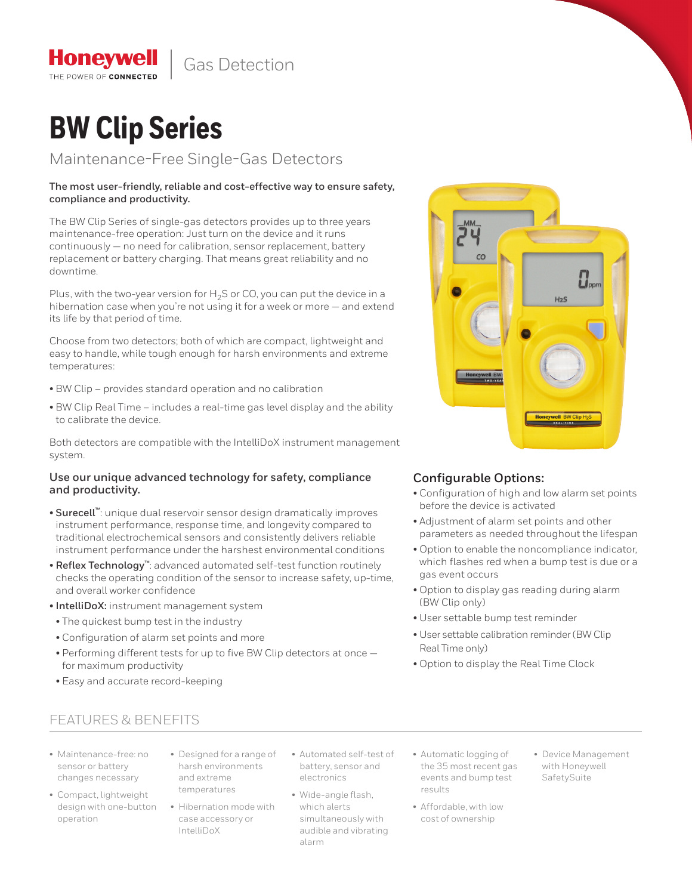Honeywell | Gas Detection

# BW Clip Series

## Maintenance-Free Single-Gas Detectors

**The most user-friendly, reliable and cost-effective way to ensure safety, compliance and productivity.**

The BW Clip Series of single-gas detectors provides up to three years maintenance-free operation: Just turn on the device and it runs continuously — no need for calibration, sensor replacement, battery replacement or battery charging. That means great reliability and no downtime.

Plus, with the two-year version for $H_2S$ or CO, you can put the device in a hibernation case when you're not using it for a week or more — and extend its life by that period of time.

Choose from two detectors; both of which are compact, lightweight and easy to handle, while tough enough for harsh environments and extreme temperatures:

- BW Clip – provides standard operation and no calibration
- BW Clip Real Time – includes a real-time gas level display and the ability to calibrate the device.

Both detectors are compatible with the IntelliDoX instrument management system.

### Use our unique advanced technology for safety, compliance and productivity.

- **Surecell™**: unique dual reservoir sensor design dramatically improves instrument performance, response time, and longevity compared to traditional electrochemical sensors and consistently delivers reliable instrument performance under the harshest environmental conditions
- **Reflex Technology™**: advanced automated self-test function routinely checks the operating condition of the sensor to increase safety, up-time, and overall worker confidence
- **IntelliDoX:** instrument management system
  - The quickest bump test in the industry
  - Configuration of alarm set points and more
  - Performing different tests for up to five BW Clip detectors at once — for maximum productivity
  - Easy and accurate record-keeping

### Configurable Options:

- Configuration of high and low alarm set points before the device is activated
- Adjustment of alarm set points and other parameters as needed throughout the lifespan
- Option to enable the noncompliance indicator, which flashes red when a bump test is due or a gas event occurs
- Option to display gas reading during alarm (BW Clip only)
- User settable bump test reminder
- User settable calibration reminder (BW Clip Real Time only)
- Option to display the Real Time Clock

## FEATURES & BENEFITS

- Maintenance-free: no sensor or battery changes necessary
- Compact, lightweight design with one-button operation
- Designed for a range of harsh environments and extreme temperatures
- Hibernation mode with case accessory or IntelliDoX
- Automated self-test of battery, sensor and electronics
- Wide-angle flash, which alerts simultaneously with audible and vibrating alarm
- Automatic logging of the 35 most recent gas events and bump test results
- Affordable, with low cost of ownership
- Device Management with Honeywell SafetySuite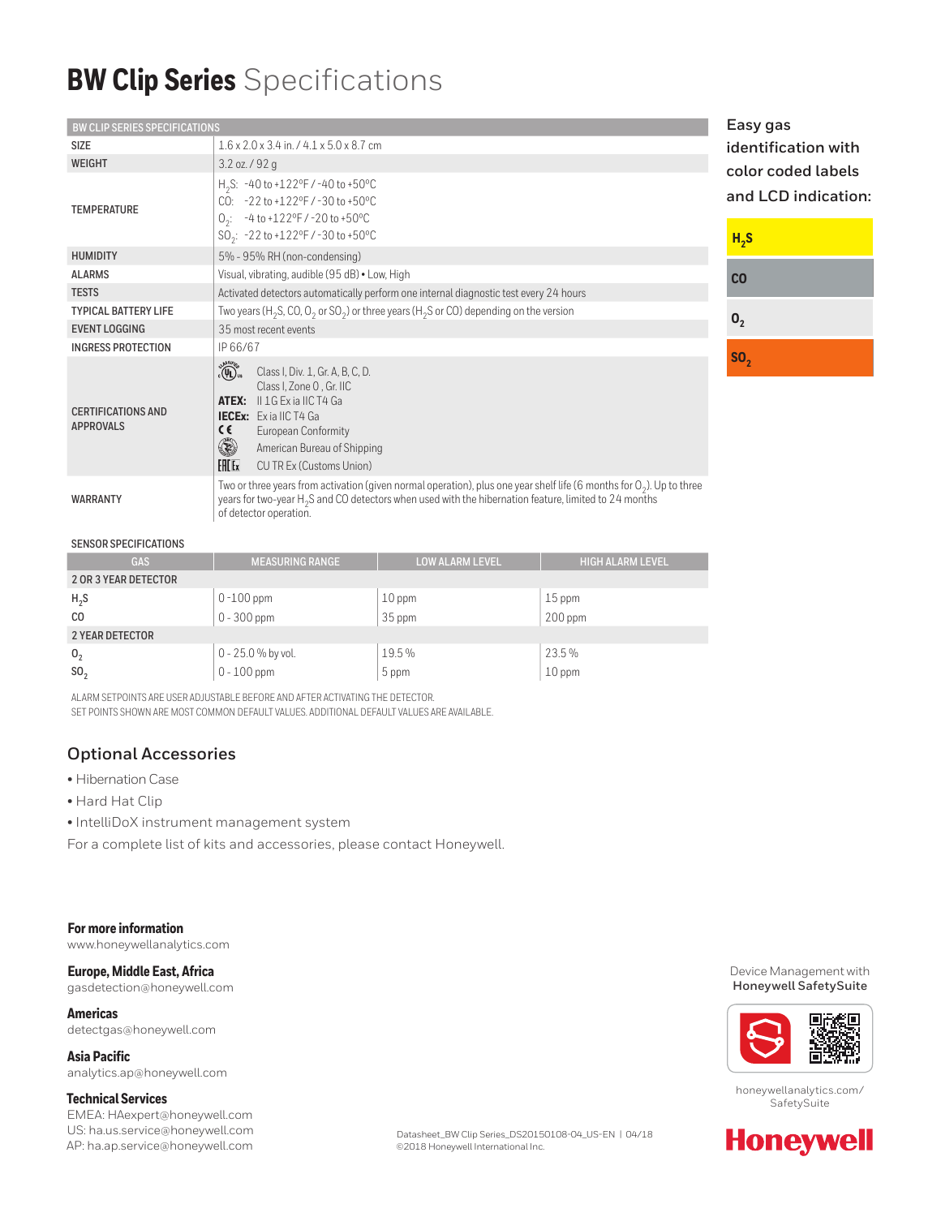# BW Clip Series Specifications

| BW CLIP SERIES SPECIFICATIONS | |
|---|---|
| SIZE | 1.6 x 2.0 x 3.4 in. / 4.1 x 5.0 x 8.7 cm |
| WEIGHT | 3.2 oz. / 92 g |
| TEMPERATURE | $H_2S$: -40 to +122ºF / -40 to +50ºC<br>CO: -22 to +122ºF / -30 to +50ºC<br>$O_2$: -4 to +122ºF / -20 to +50ºC<br>$SO_2$: -22 to +122ºF / -30 to +50ºC |
| HUMIDITY | 5% - 95% RH (non-condensing) |
| ALARMS | Visual, vibrating, audible (95 dB) • Low, High |
| TESTS | Activated detectors automatically perform one internal diagnostic test every 24 hours |
| TYPICAL BATTERY LIFE | Two years ($H_2S$, CO, $O_2$ or $SO_2$) or three years ($H_2S$ or CO) depending on the version |
| EVENT LOGGING | 35 most recent events |
| INGRESS PROTECTION | IP 66/67 |
| CERTIFICATIONS AND APPROVALS | Class I, Div. 1, Gr. A, B, C, D.<br>Class I, Zone 0 , Gr. IIC<br>**ATEX:** II 1G Ex ia IIC T4 Ga<br>**IECEx:** Ex ia IIC T4 Ga<br>CE European Conformity<br>American Bureau of Shipping<br>EAC Ex CU TR Ex (Customs Union) |
| WARRANTY | Two or three years from activation (given normal operation), plus one year shelf life (6 months for $O_2$). Up to three years for two-year $H_2S$ and CO detectors when used with the hibernation feature, limited to 24 months of detector operation. |

Easy gas identification with color coded labels and LCD indication:

- $H_2S$
- CO
- $O_2$
- $SO_2$

SENSOR SPECIFICATIONS

| GAS | MEASURING RANGE | LOW ALARM LEVEL | HIGH ALARM LEVEL |
|---|---|---|---|
| 2 OR 3 YEAR DETECTOR | | | |
| $H_2S$ | 0 -100 ppm | 10 ppm | 15 ppm |
| CO | 0 - 300 ppm | 35 ppm | 200 ppm |
| 2 YEAR DETECTOR | | | |
| $O_2$ | 0 - 25.0 % by vol. | 19.5 % | 23.5 % |
| $SO_2$ | 0 - 100 ppm | 5 ppm | 10 ppm |

ALARM SETPOINTS ARE USER ADJUSTABLE BEFORE AND AFTER ACTIVATING THE DETECTOR.
SET POINTS SHOWN ARE MOST COMMON DEFAULT VALUES. ADDITIONAL DEFAULT VALUES ARE AVAILABLE.

## Optional Accessories

- Hibernation Case
- Hard Hat Clip
- IntelliDoX instrument management system

For a complete list of kits and accessories, please contact Honeywell.

**For more information**
www.honeywellanalytics.com

**Europe, Middle East, Africa**
gasdetection@honeywell.com

**Americas**
detectgas@honeywell.com

**Asia Pacific**
analytics.ap@honeywell.com

**Technical Services**
EMEA: HAexpert@honeywell.com
US: ha.us.service@honeywell.com
AP: ha.ap.service@honeywell.com

Device Management with
**Honeywell SafetySuite**

honeywellanalytics.com/SafetySuite

Datasheet_BW Clip Series_DS20150108-04_US-EN | 04/18
©2018 Honeywell International Inc.

**Honeywell**